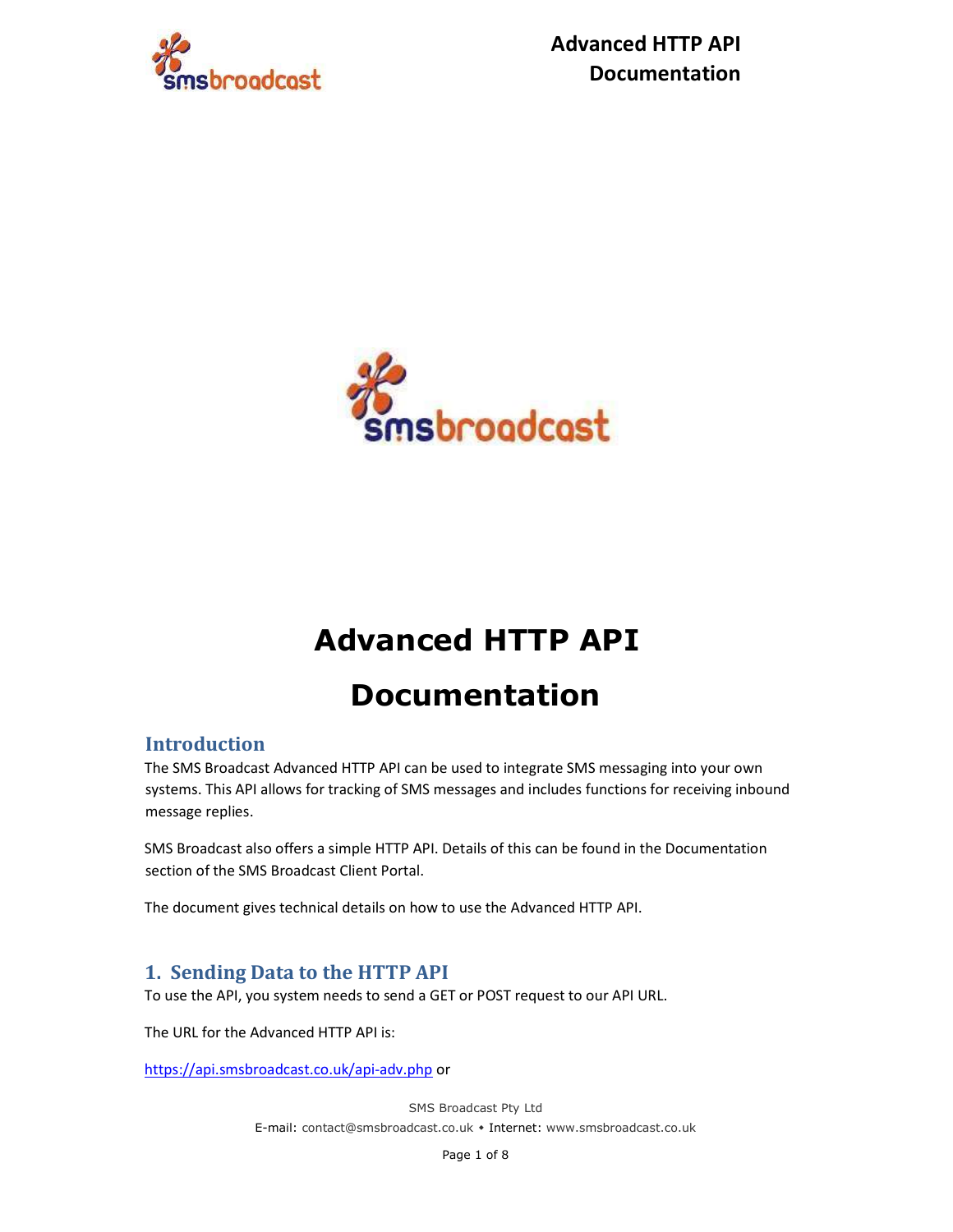# Advanced HTTP API Documentation

## Introduction

The SMS Broadcast Advanced HTTP API can be used to integrate SMS messaging into your own systems. This API allows for tracking of SMS messages and includes functions for receiving inbound message replies.

SMS Broadcast also offers a simple HTTP API. Details of this can be found in the Documentation section of the SMS Broadcast Client Portal.

The document gives technical details on how to use the Advanced HTTP API.

## 1. Sending Data to the HTTP API

To use the API, you system needs to send a GET or POST request to our API URL.

The URL for the Advanced HTTP API is:

https://api.smsbroadcast.co.uk/api-adv.php or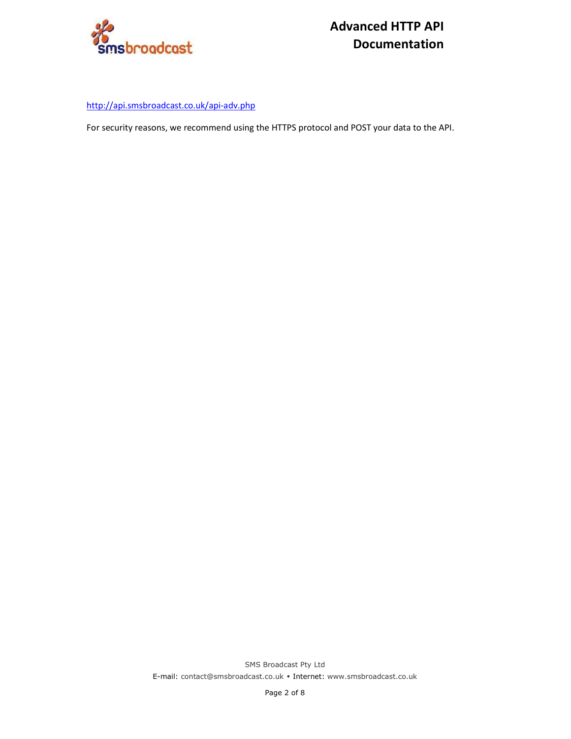http://api.smsbroadcast.co.uk/api-adv.php

For security reasons, we recommend using the HTTPS protocol and POST your data to the API.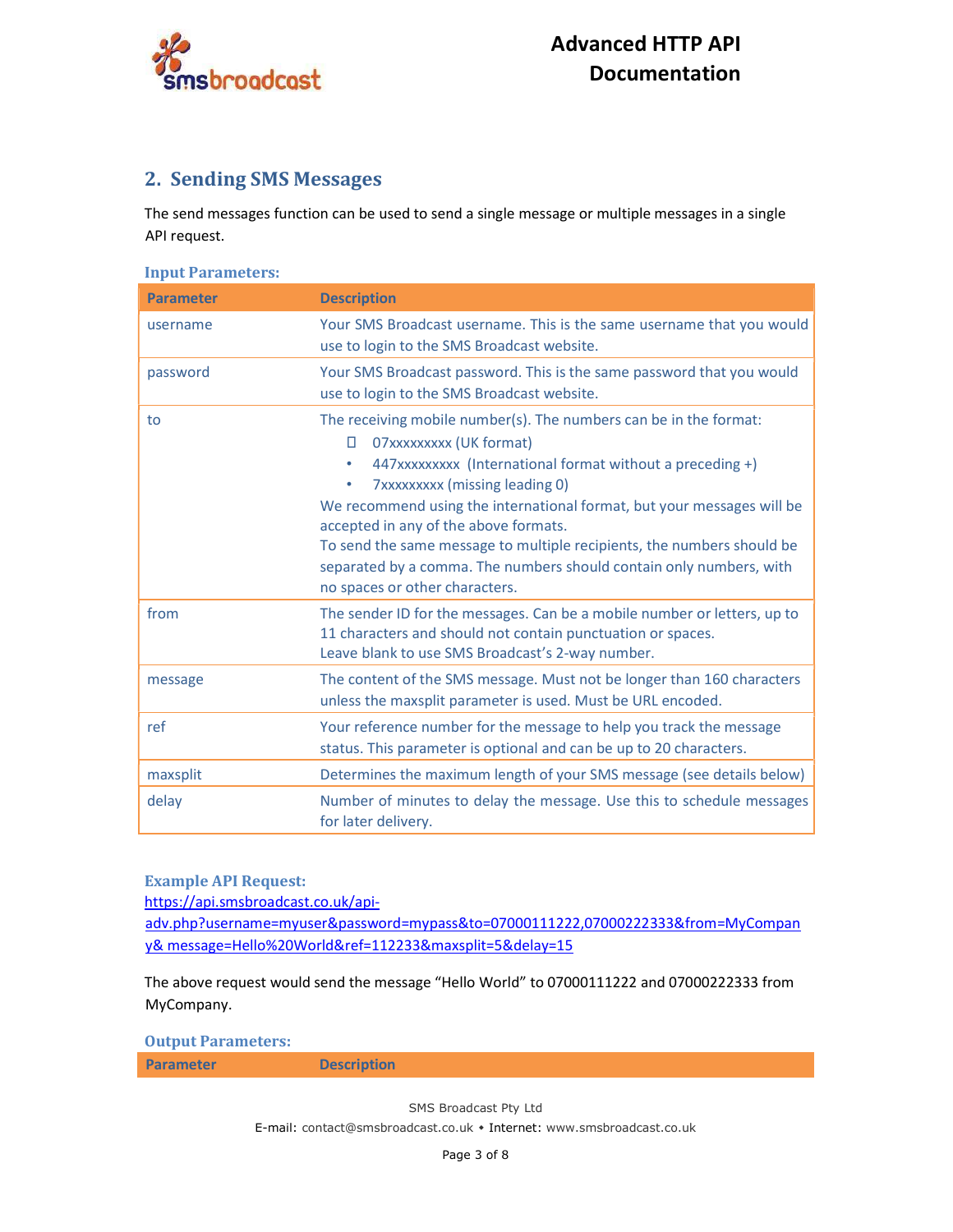## 2. Sending SMS Messages

The send messages function can be used to send a single message or multiple messages in a single API request.

### Input Parameters:

| Parameter | Description |
|---|---|
| username | Your SMS Broadcast username. This is the same username that you would use to login to the SMS Broadcast website. |
| password | Your SMS Broadcast password. This is the same password that you would use to login to the SMS Broadcast website. |
| to | The receiving mobile number(s). The numbers can be in the format:<br>• 07xxxxxxxxx (UK format)<br>• 447xxxxxxxxx (International format without a preceding +)<br>• 7xxxxxxxxx (missing leading 0)<br>We recommend using the international format, but your messages will be accepted in any of the above formats.<br>To send the same message to multiple recipients, the numbers should be separated by a comma. The numbers should contain only numbers, with no spaces or other characters. |
| from | The sender ID for the messages. Can be a mobile number or letters, up to 11 characters and should not contain punctuation or spaces.<br>Leave blank to use SMS Broadcast's 2-way number. |
| message | The content of the SMS message. Must not be longer than 160 characters unless the maxsplit parameter is used. Must be URL encoded. |
| ref | Your reference number for the message to help you track the message status. This parameter is optional and can be up to 20 characters. |
| maxsplit | Determines the maximum length of your SMS message (see details below) |
| delay | Number of minutes to delay the message. Use this to schedule messages for later delivery. |

### Example API Request:

https://api.smsbroadcast.co.uk/api-adv.php?username=myuser&password=mypass&to=07000111222,07000222333&from=MyCompany& message=Hello%20World&ref=112233&maxsplit=5&delay=15

The above request would send the message "Hello World" to 07000111222 and 07000222333 from MyCompany.

### Output Parameters:

| Parameter | Description |
|---|---|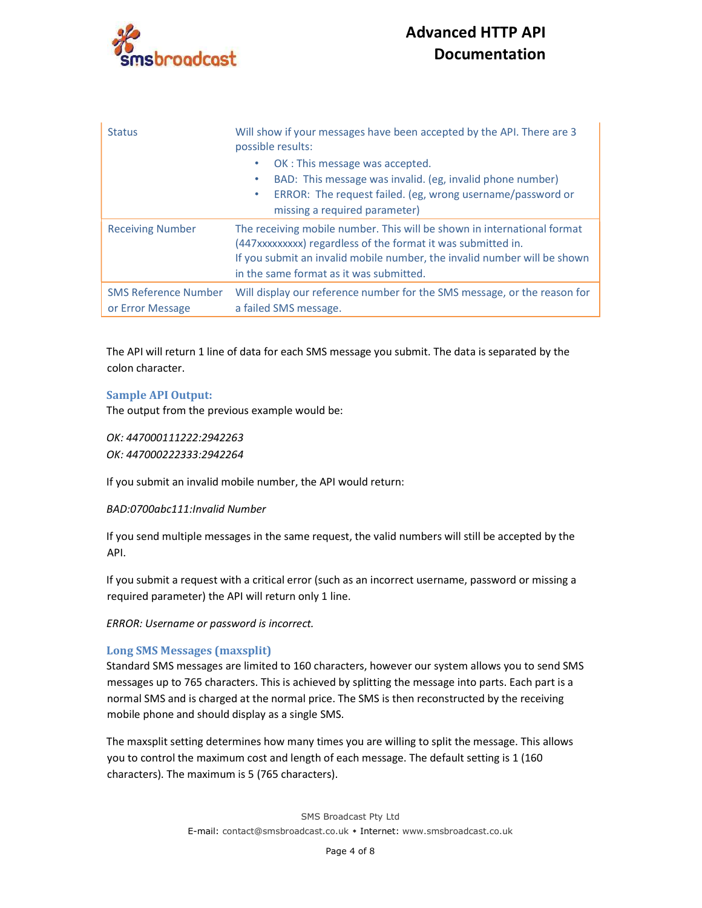| | |
|---|---|
| Status | Will show if your messages have been accepted by the API. There are 3 possible results:<br>• OK : This message was accepted.<br>• BAD: This message was invalid. (eg, invalid phone number)<br>• ERROR: The request failed. (eg, wrong username/password or missing a required parameter) |
| Receiving Number | The receiving mobile number. This will be shown in international format (447xxxxxxxxx) regardless of the format it was submitted in.<br>If you submit an invalid mobile number, the invalid number will be shown in the same format as it was submitted. |
| SMS Reference Number or Error Message | Will display our reference number for the SMS message, or the reason for a failed SMS message. |

The API will return 1 line of data for each SMS message you submit. The data is separated by the colon character.

### Sample API Output:

The output from the previous example would be:

*OK: 447000111222:2942263*
*OK: 447000222333:2942264*

If you submit an invalid mobile number, the API would return:

*BAD:0700abc111:Invalid Number*

If you send multiple messages in the same request, the valid numbers will still be accepted by the API.

If you submit a request with a critical error (such as an incorrect username, password or missing a required parameter) the API will return only 1 line.

*ERROR: Username or password is incorrect.*

### Long SMS Messages (maxsplit)

Standard SMS messages are limited to 160 characters, however our system allows you to send SMS messages up to 765 characters. This is achieved by splitting the message into parts. Each part is a normal SMS and is charged at the normal price. The SMS is then reconstructed by the receiving mobile phone and should display as a single SMS.

The maxsplit setting determines how many times you are willing to split the message. This allows you to control the maximum cost and length of each message. The default setting is 1 (160 characters). The maximum is 5 (765 characters).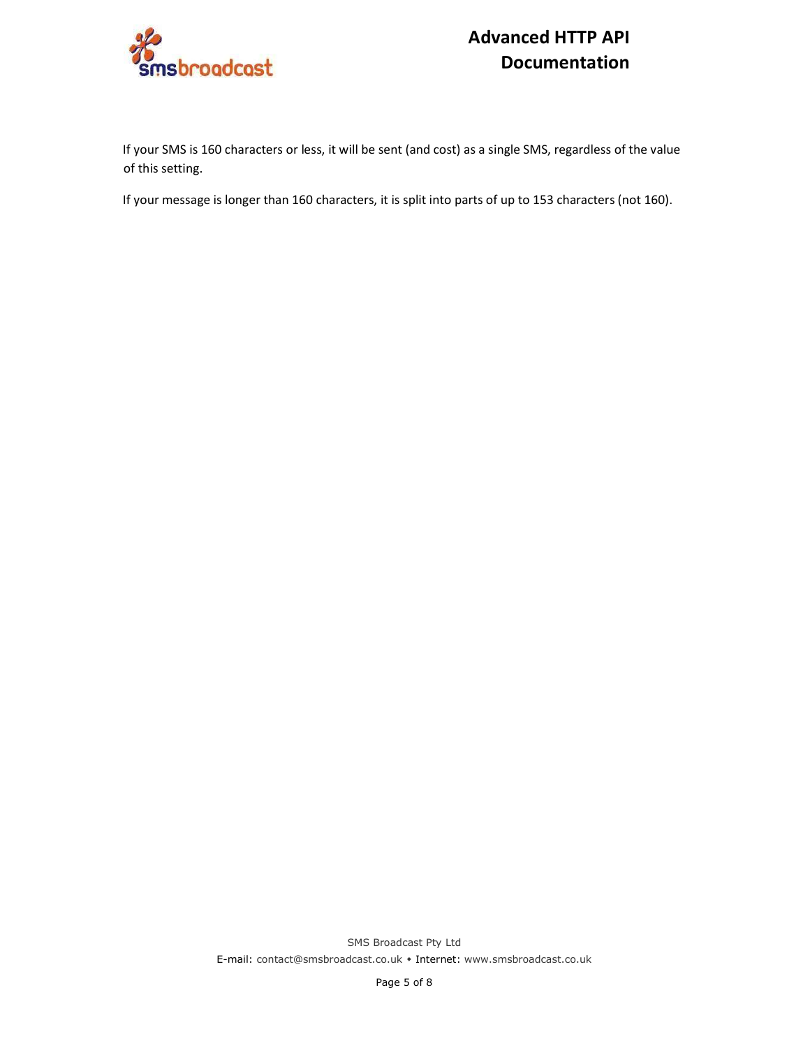If your SMS is 160 characters or less, it will be sent (and cost) as a single SMS, regardless of the value of this setting.

If your message is longer than 160 characters, it is split into parts of up to 153 characters (not 160).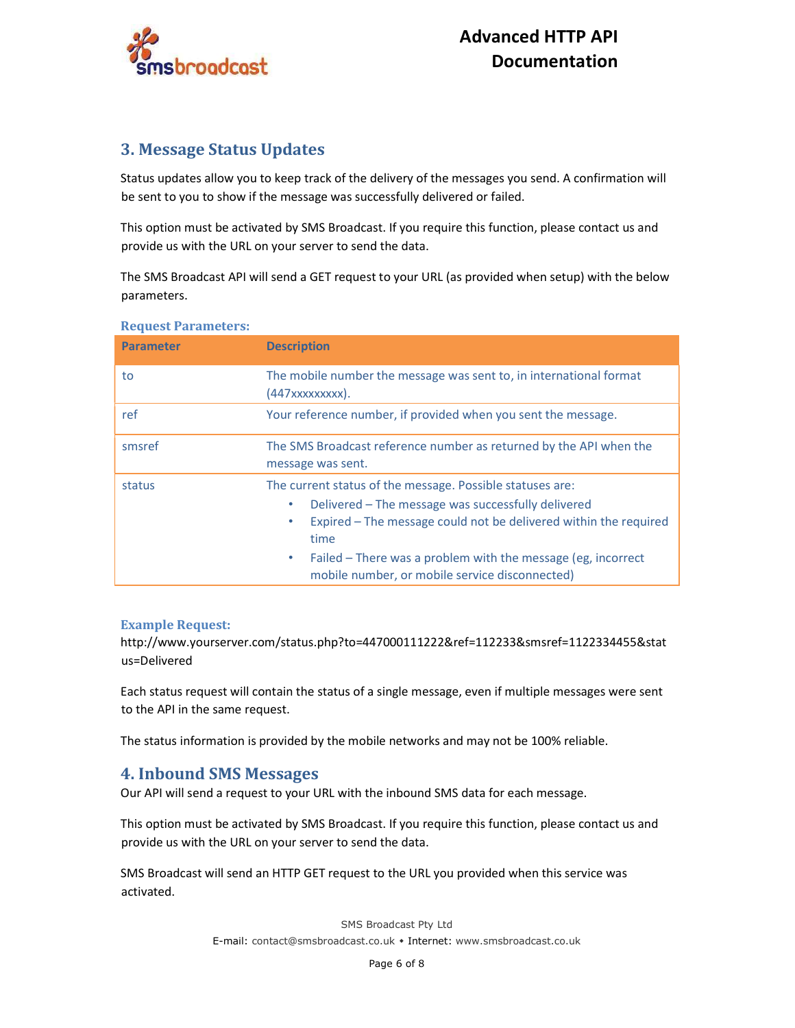## 3. Message Status Updates

Status updates allow you to keep track of the delivery of the messages you send. A confirmation will be sent to you to show if the message was successfully delivered or failed.

This option must be activated by SMS Broadcast. If you require this function, please contact us and provide us with the URL on your server to send the data.

The SMS Broadcast API will send a GET request to your URL (as provided when setup) with the below parameters.

### Request Parameters:

| Parameter | Description |
|---|---|
| to | The mobile number the message was sent to, in international format (447xxxxxxxxx). |
| ref | Your reference number, if provided when you sent the message. |
| smsref | The SMS Broadcast reference number as returned by the API when the message was sent. |
| status | The current status of the message. Possible statuses are:<br>• Delivered – The message was successfully delivered<br>• Expired – The message could not be delivered within the required time<br>• Failed – There was a problem with the message (eg, incorrect mobile number, or mobile service disconnected) |

### Example Request:

http://www.yourserver.com/status.php?to=447000111222&ref=112233&smsref=1122334455&status=Delivered

Each status request will contain the status of a single message, even if multiple messages were sent to the API in the same request.

The status information is provided by the mobile networks and may not be 100% reliable.

## 4. Inbound SMS Messages

Our API will send a request to your URL with the inbound SMS data for each message.

This option must be activated by SMS Broadcast. If you require this function, please contact us and provide us with the URL on your server to send the data.

SMS Broadcast will send an HTTP GET request to the URL you provided when this service was activated.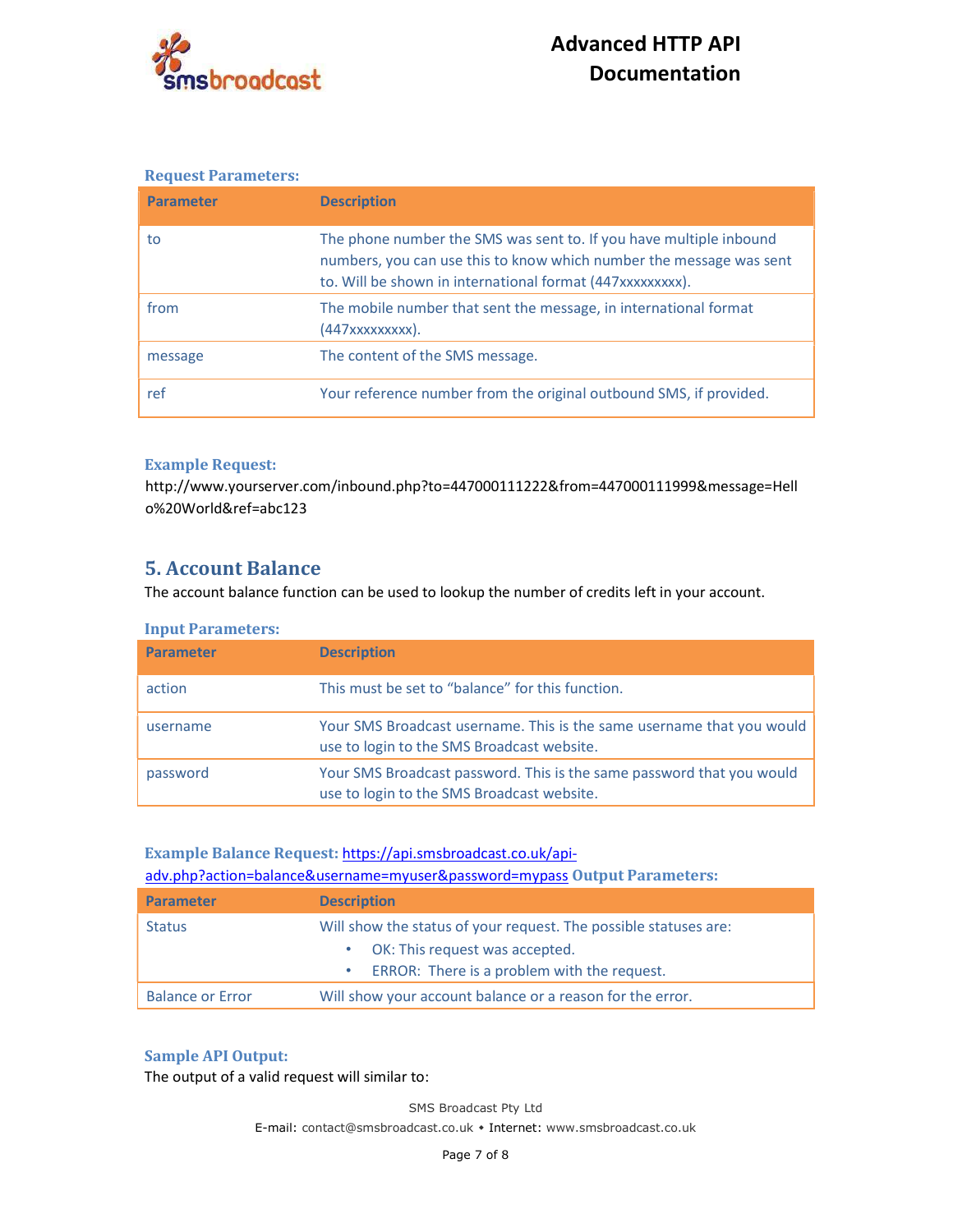### Request Parameters:

| Parameter | Description |
|---|---|
| to | The phone number the SMS was sent to. If you have multiple inbound numbers, you can use this to know which number the message was sent to. Will be shown in international format (447xxxxxxxxx). |
| from | The mobile number that sent the message, in international format (447xxxxxxxxx). |
| message | The content of the SMS message. |
| ref | Your reference number from the original outbound SMS, if provided. |

### Example Request:

http://www.yourserver.com/inbound.php?to=447000111222&from=447000111999&message=Hello%20World&ref=abc123

## 5. Account Balance

The account balance function can be used to lookup the number of credits left in your account.

### Input Parameters:

| Parameter | Description |
|---|---|
| action | This must be set to "balance" for this function. |
| username | Your SMS Broadcast username. This is the same username that you would use to login to the SMS Broadcast website. |
| password | Your SMS Broadcast password. This is the same password that you would use to login to the SMS Broadcast website. |

**Example Balance Request:** https://api.smsbroadcast.co.uk/api-adv.php?action=balance&username=myuser&password=mypass

### Output Parameters:

| Parameter | Description |
|---|---|
| Status | Will show the status of your request. The possible statuses are:<br>• OK: This request was accepted.<br>• ERROR: There is a problem with the request. |
| Balance or Error | Will show your account balance or a reason for the error. |

### Sample API Output:

The output of a valid request will similar to: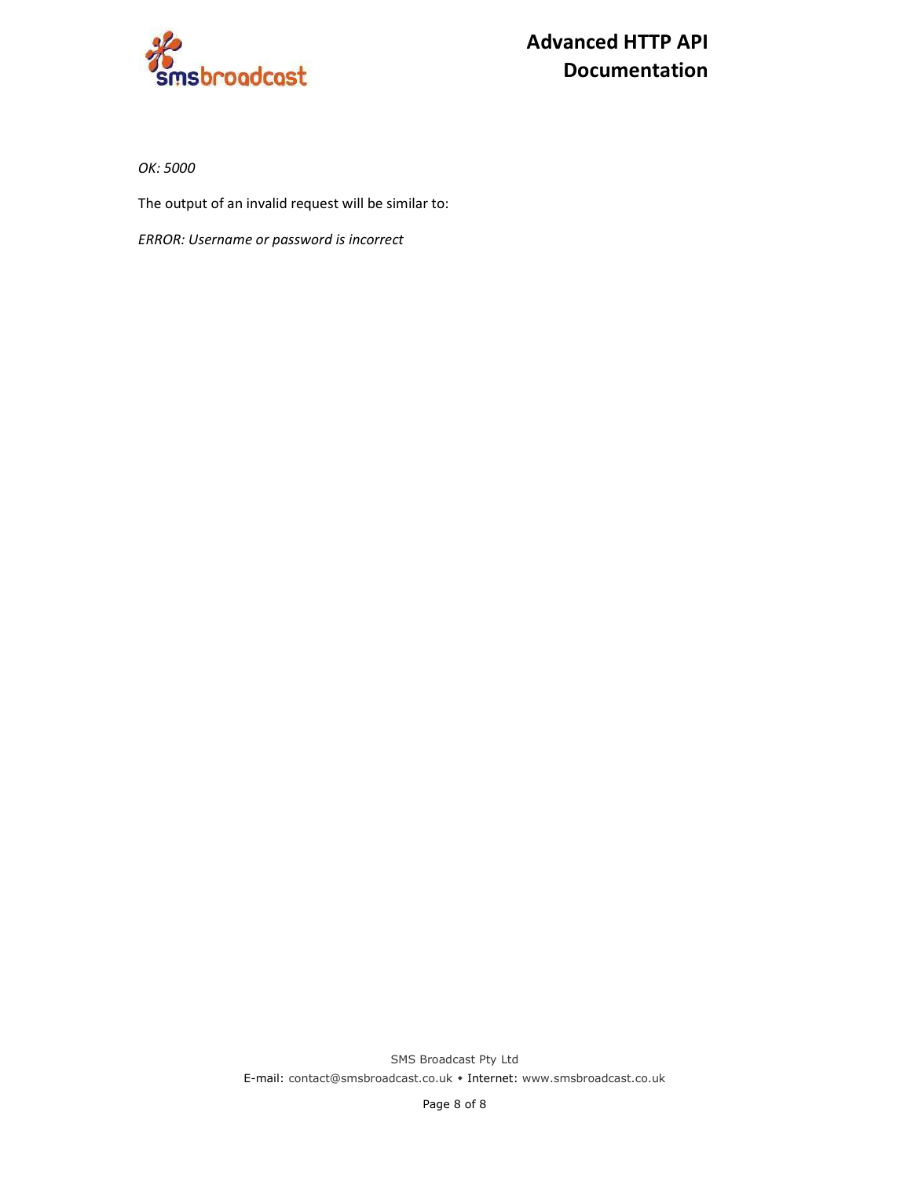*OK: 5000*

The output of an invalid request will be similar to:

*ERROR: Username or password is incorrect*